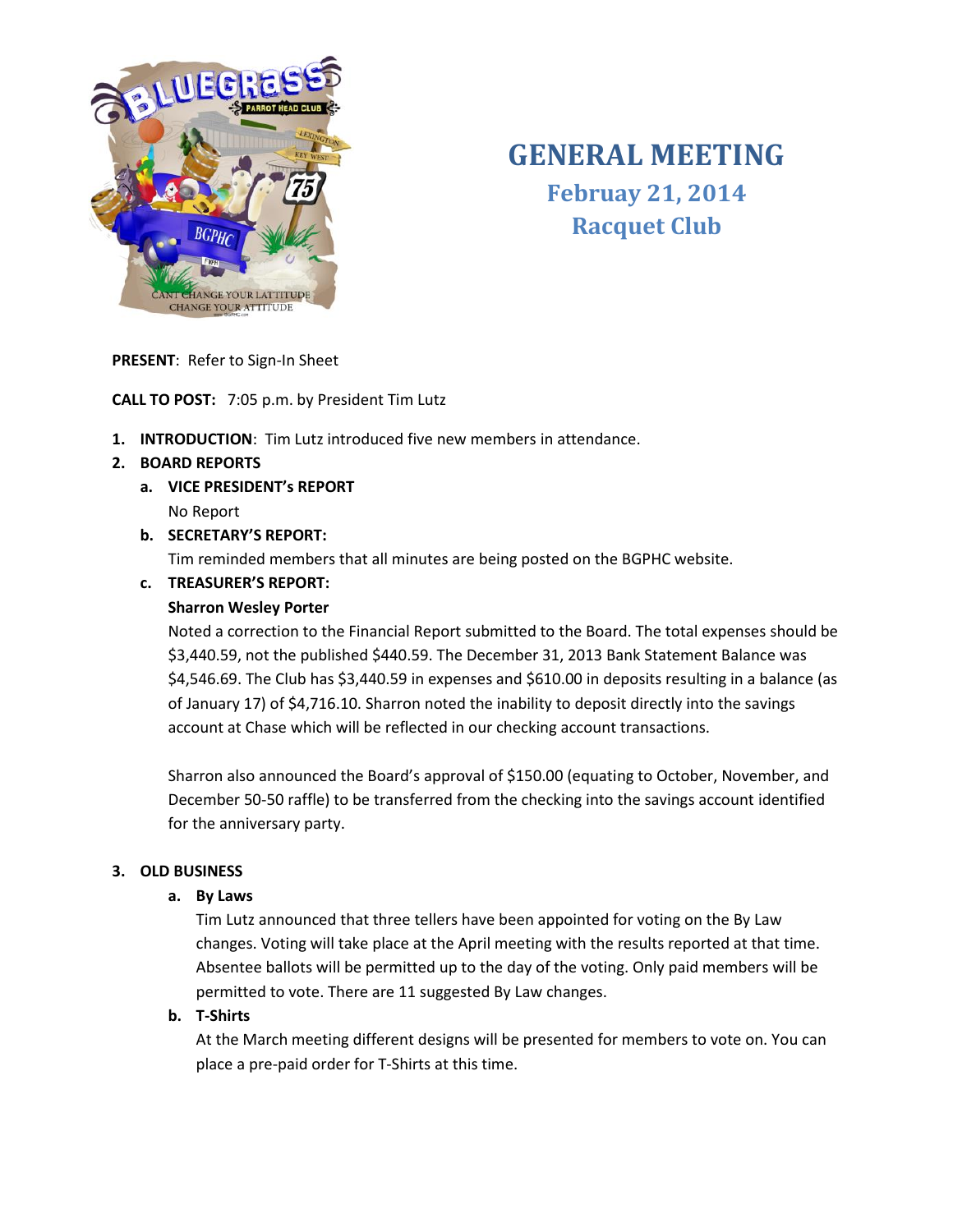# GENERAL MEETING

## Februay 21, 2014

## Racquet Club

**PRESENT**: Refer to Sign-In Sheet

**CALL TO POST:** 7:05 p.m. by President Tim Lutz

1. **INTRODUCTION**: Tim Lutz introduced five new members in attendance.
2. **BOARD REPORTS**
   a. **VICE PRESIDENT's REPORT**
   No Report
   b. **SECRETARY'S REPORT:**
   Tim reminded members that all minutes are being posted on the BGPHC website.
   c. **TREASURER'S REPORT:**
   **Sharron Wesley Porter**
   Noted a correction to the Financial Report submitted to the Board. The total expenses should be $3,440.59, not the published $440.59. The December 31, 2013 Bank Statement Balance was $4,546.69. The Club has $3,440.59 in expenses and $610.00 in deposits resulting in a balance (as of January 17) of $4,716.10. Sharron noted the inability to deposit directly into the savings account at Chase which will be reflected in our checking account transactions.

   Sharron also announced the Board's approval of $150.00 (equating to October, November, and December 50-50 raffle) to be transferred from the checking into the savings account identified for the anniversary party.

3. **OLD BUSINESS**
   a. **By Laws**
   Tim Lutz announced that three tellers have been appointed for voting on the By Law changes. Voting will take place at the April meeting with the results reported at that time. Absentee ballots will be permitted up to the day of the voting. Only paid members will be permitted to vote. There are 11 suggested By Law changes.
   b. **T-Shirts**
   At the March meeting different designs will be presented for members to vote on. You can place a pre-paid order for T-Shirts at this time.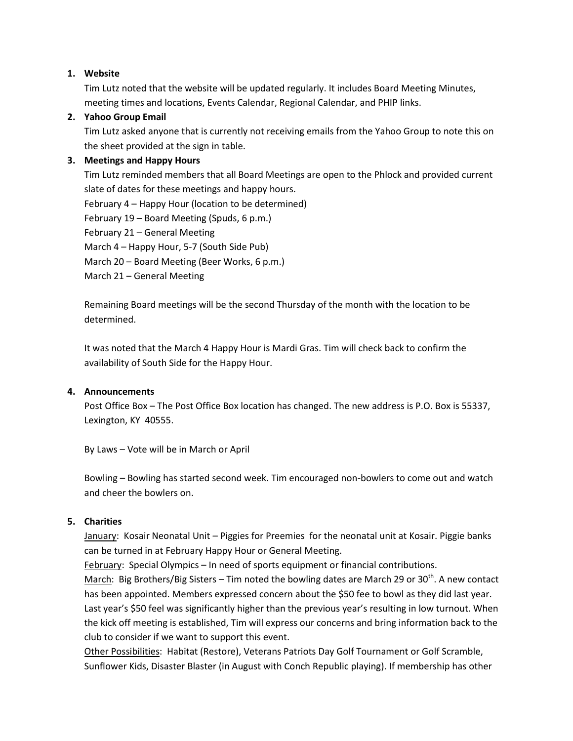1. **Website**

   Tim Lutz noted that the website will be updated regularly. It includes Board Meeting Minutes, meeting times and locations, Events Calendar, Regional Calendar, and PHIP links.

2. **Yahoo Group Email**

   Tim Lutz asked anyone that is currently not receiving emails from the Yahoo Group to note this on the sheet provided at the sign in table.

3. **Meetings and Happy Hours**

   Tim Lutz reminded members that all Board Meetings are open to the Phlock and provided current slate of dates for these meetings and happy hours.

   February 4 – Happy Hour (location to be determined)
   February 19 – Board Meeting (Spuds, 6 p.m.)
   February 21 – General Meeting
   March 4 – Happy Hour, 5-7 (South Side Pub)
   March 20 – Board Meeting (Beer Works, 6 p.m.)
   March 21 – General Meeting

   Remaining Board meetings will be the second Thursday of the month with the location to be determined.

   It was noted that the March 4 Happy Hour is Mardi Gras. Tim will check back to confirm the availability of South Side for the Happy Hour.

4. **Announcements**

   Post Office Box – The Post Office Box location has changed. The new address is P.O. Box is 55337, Lexington, KY 40555.

   By Laws – Vote will be in March or April

   Bowling – Bowling has started second week. Tim encouraged non-bowlers to come out and watch and cheer the bowlers on.

5. **Charities**

   January: Kosair Neonatal Unit – Piggies for Preemies for the neonatal unit at Kosair. Piggie banks can be turned in at February Happy Hour or General Meeting.
   February: Special Olympics – In need of sports equipment or financial contributions.
   March: Big Brothers/Big Sisters – Tim noted the bowling dates are March 29 or 30th. A new contact has been appointed. Members expressed concern about the $50 fee to bowl as they did last year. Last year's $50 feel was significantly higher than the previous year's resulting in low turnout. When the kick off meeting is established, Tim will express our concerns and bring information back to the club to consider if we want to support this event.
   Other Possibilities: Habitat (Restore), Veterans Patriots Day Golf Tournament or Golf Scramble, Sunflower Kids, Disaster Blaster (in August with Conch Republic playing). If membership has other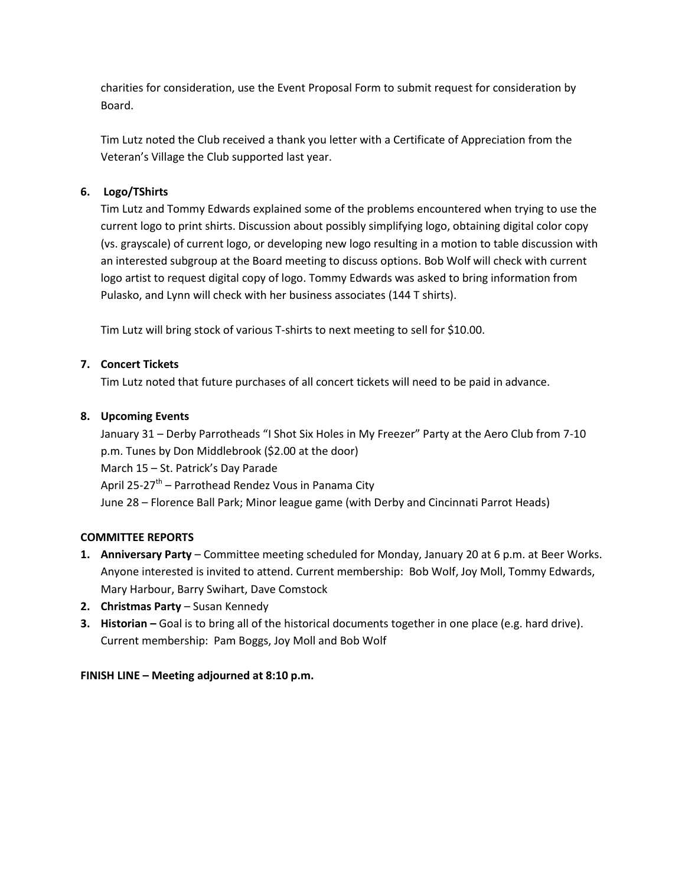charities for consideration, use the Event Proposal Form to submit request for consideration by Board.

Tim Lutz noted the Club received a thank you letter with a Certificate of Appreciation from the Veteran's Village the Club supported last year.

6. **Logo/TShirts**

   Tim Lutz and Tommy Edwards explained some of the problems encountered when trying to use the current logo to print shirts. Discussion about possibly simplifying logo, obtaining digital color copy (vs. grayscale) of current logo, or developing new logo resulting in a motion to table discussion with an interested subgroup at the Board meeting to discuss options. Bob Wolf will check with current logo artist to request digital copy of logo. Tommy Edwards was asked to bring information from Pulasko, and Lynn will check with her business associates (144 T shirts).

   Tim Lutz will bring stock of various T-shirts to next meeting to sell for $10.00.

7. **Concert Tickets**

   Tim Lutz noted that future purchases of all concert tickets will need to be paid in advance.

8. **Upcoming Events**

   January 31 – Derby Parrotheads "I Shot Six Holes in My Freezer" Party at the Aero Club from 7-10 p.m. Tunes by Don Middlebrook ($2.00 at the door)
   March 15 – St. Patrick's Day Parade
   April 25-27th – Parrothead Rendez Vous in Panama City
   June 28 – Florence Ball Park; Minor league game (with Derby and Cincinnati Parrot Heads)

**COMMITTEE REPORTS**

1. **Anniversary Party** – Committee meeting scheduled for Monday, January 20 at 6 p.m. at Beer Works. Anyone interested is invited to attend. Current membership: Bob Wolf, Joy Moll, Tommy Edwards, Mary Harbour, Barry Swihart, Dave Comstock
2. **Christmas Party** – Susan Kennedy
3. **Historian –** Goal is to bring all of the historical documents together in one place (e.g. hard drive). Current membership: Pam Boggs, Joy Moll and Bob Wolf

**FINISH LINE – Meeting adjourned at 8:10 p.m.**